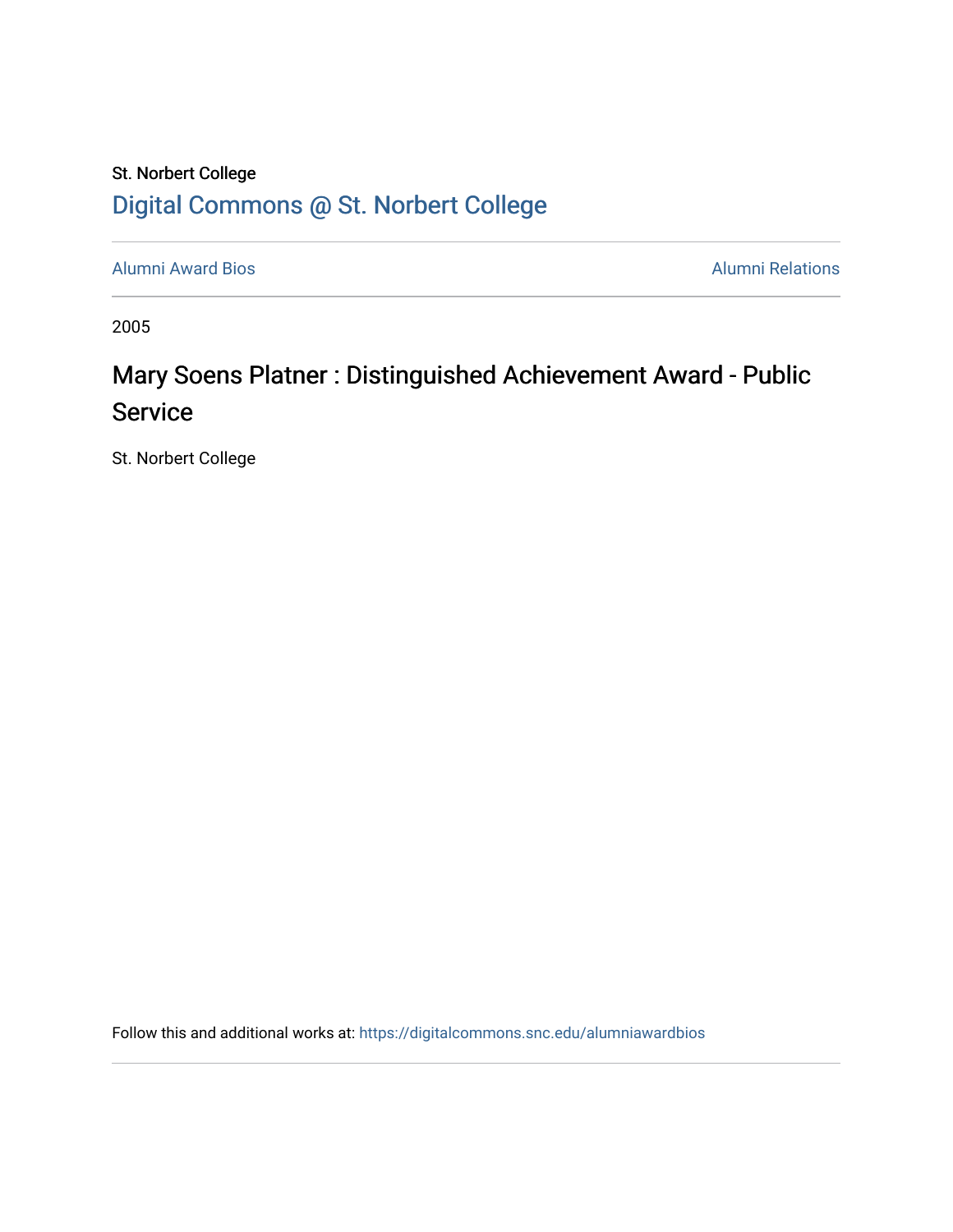St. Norbert College

[Digital Commons @ St. Norbert College](https://digitalcommons.snc.edu)

Alumni Award Bios | Alumni Relations

2005

# Mary Soens Platner : Distinguished Achievement Award - Public Service

St. Norbert College

Follow this and additional works at: https://digitalcommons.snc.edu/alumniawardbios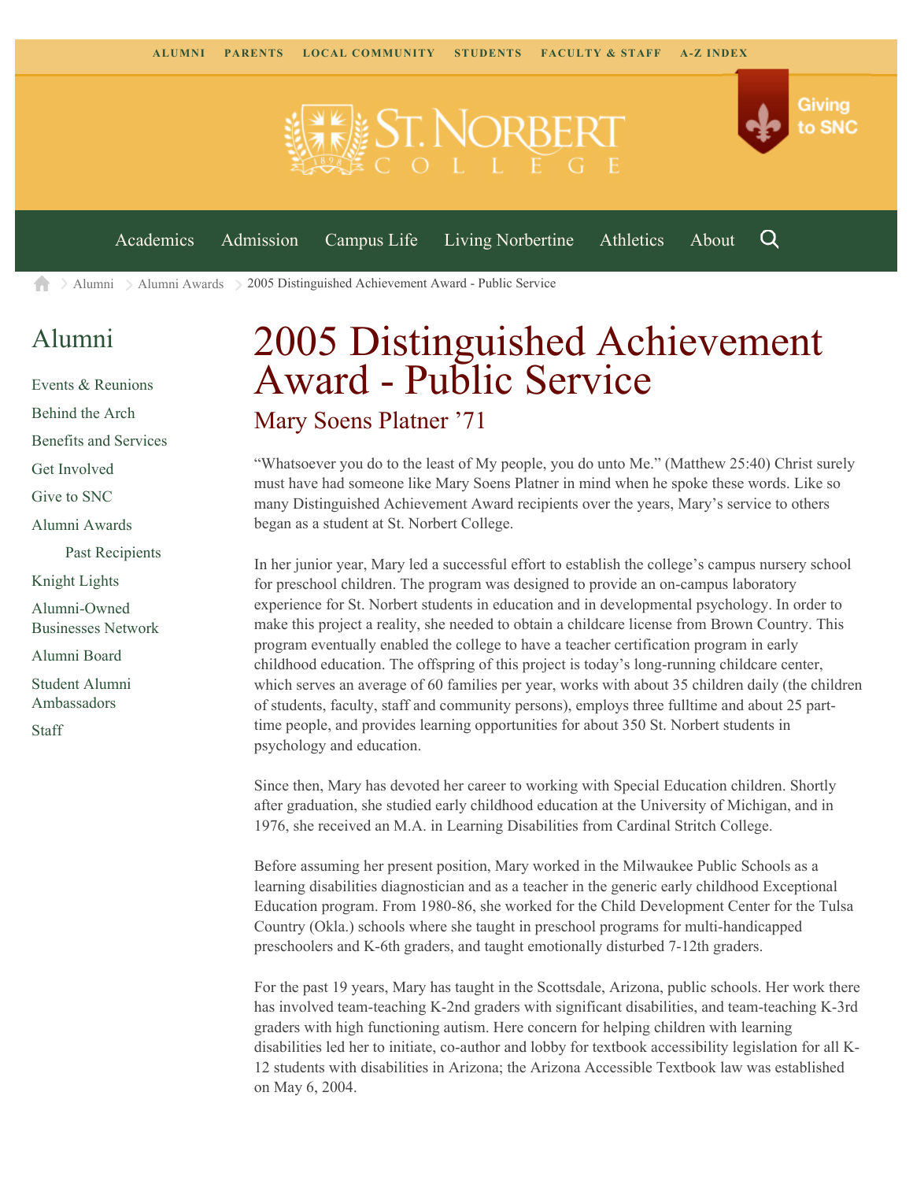ALUMNI PARENTS LOCAL COMMUNITY STUDENTS FACULTY & STAFF A-Z INDEX

St. Norbert College

Giving to SNC

Academics Admission Campus Life Living Norbertine Athletics About

Alumni > Alumni Awards > 2005 Distinguished Achievement Award - Public Service

## Alumni

- Events & Reunions
- Behind the Arch
- Benefits and Services
- Get Involved
- Give to SNC
- Alumni Awards
  - Past Recipients
- Knight Lights
- Alumni-Owned Businesses Network
- Alumni Board
- Student Alumni Ambassadors
- Staff

# 2005 Distinguished Achievement Award - Public Service

## Mary Soens Platner ’71

“Whatsoever you do to the least of My people, you do unto Me.” (Matthew 25:40) Christ surely must have had someone like Mary Soens Platner in mind when he spoke these words. Like so many Distinguished Achievement Award recipients over the years, Mary’s service to others began as a student at St. Norbert College.

In her junior year, Mary led a successful effort to establish the college’s campus nursery school for preschool children. The program was designed to provide an on-campus laboratory experience for St. Norbert students in education and in developmental psychology. In order to make this project a reality, she needed to obtain a childcare license from Brown Country. This program eventually enabled the college to have a teacher certification program in early childhood education. The offspring of this project is today’s long-running childcare center, which serves an average of 60 families per year, works with about 35 children daily (the children of students, faculty, staff and community persons), employs three fulltime and about 25 part-time people, and provides learning opportunities for about 350 St. Norbert students in psychology and education.

Since then, Mary has devoted her career to working with Special Education children. Shortly after graduation, she studied early childhood education at the University of Michigan, and in 1976, she received an M.A. in Learning Disabilities from Cardinal Stritch College.

Before assuming her present position, Mary worked in the Milwaukee Public Schools as a learning disabilities diagnostician and as a teacher in the generic early childhood Exceptional Education program. From 1980-86, she worked for the Child Development Center for the Tulsa Country (Okla.) schools where she taught in preschool programs for multi-handicapped preschoolers and K-6th graders, and taught emotionally disturbed 7-12th graders.

For the past 19 years, Mary has taught in the Scottsdale, Arizona, public schools. Her work there has involved team-teaching K-2nd graders with significant disabilities, and team-teaching K-3rd graders with high functioning autism. Here concern for helping children with learning disabilities led her to initiate, co-author and lobby for textbook accessibility legislation for all K-12 students with disabilities in Arizona; the Arizona Accessible Textbook law was established on May 6, 2004.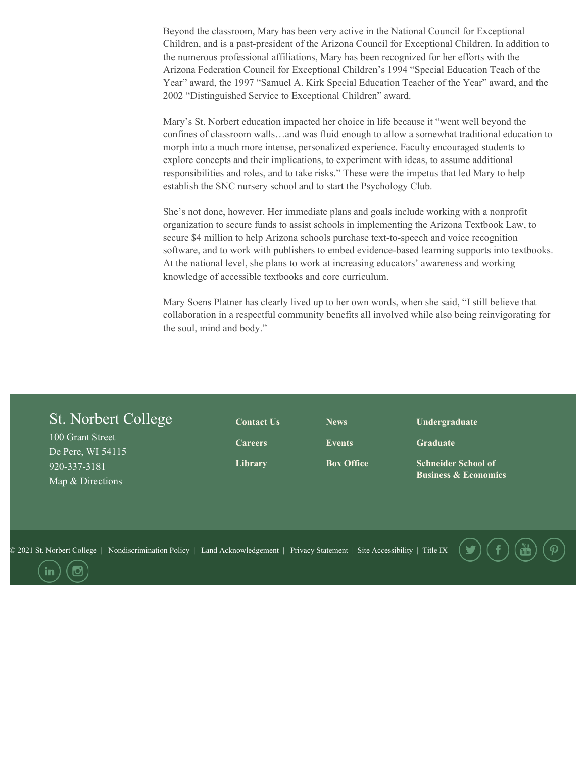Beyond the classroom, Mary has been very active in the National Council for Exceptional Children, and is a past-president of the Arizona Council for Exceptional Children. In addition to the numerous professional affiliations, Mary has been recognized for her efforts with the Arizona Federation Council for Exceptional Children's 1994 "Special Education Teach of the Year" award, the 1997 "Samuel A. Kirk Special Education Teacher of the Year" award, and the 2002 "Distinguished Service to Exceptional Children" award.

Mary's St. Norbert education impacted her choice in life because it "went well beyond the confines of classroom walls…and was fluid enough to allow a somewhat traditional education to morph into a much more intense, personalized experience. Faculty encouraged students to explore concepts and their implications, to experiment with ideas, to assume additional responsibilities and roles, and to take risks." These were the impetus that led Mary to help establish the SNC nursery school and to start the Psychology Club.

She's not done, however. Her immediate plans and goals include working with a nonprofit organization to secure funds to assist schools in implementing the Arizona Textbook Law, to secure $4 million to help Arizona schools purchase text-to-speech and voice recognition software, and to work with publishers to embed evidence-based learning supports into textbooks. At the national level, she plans to work at increasing educators' awareness and working knowledge of accessible textbooks and core curriculum.

Mary Soens Platner has clearly lived up to her own words, when she said, "I still believe that collaboration in a respectful community benefits all involved while also being reinvigorating for the soul, mind and body."

St. Norbert College
100 Grant Street
De Pere, WI 54115
920-337-3181
Map & Directions

**Contact Us** **News** **Undergraduate**
**Careers** **Events** **Graduate**
**Library** **Box Office** **Schneider School of Business & Economics**

© 2021 St. Norbert College | Nondiscrimination Policy | Land Acknowledgement | Privacy Statement | Site Accessibility | Title IX